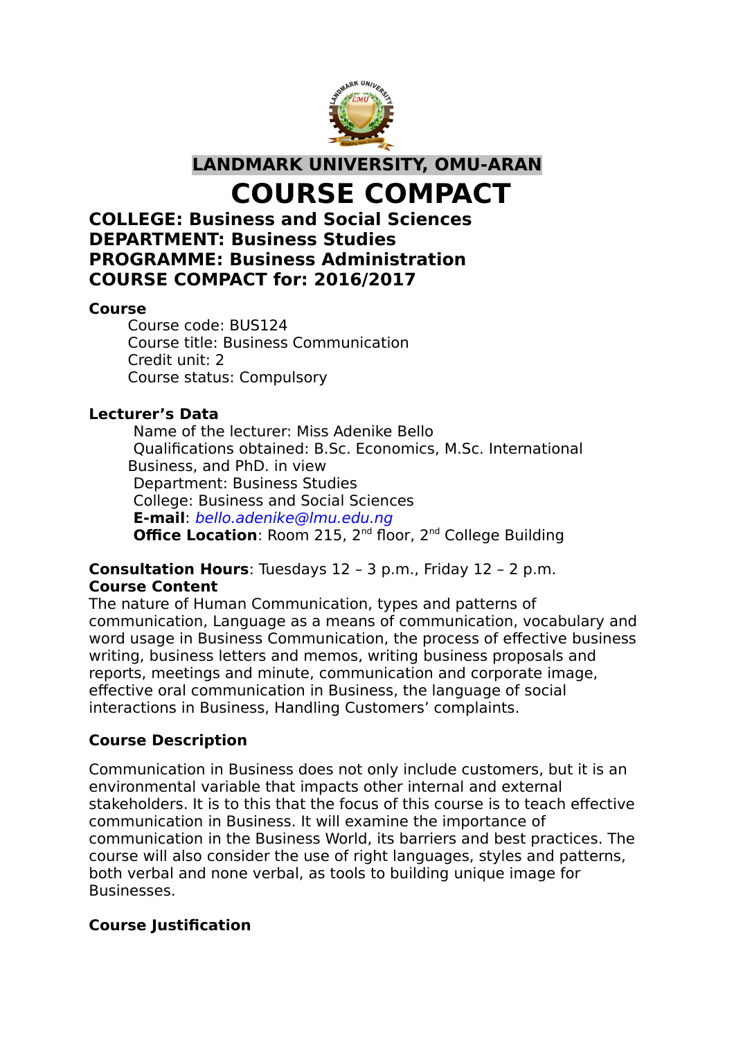# LANDMARK UNIVERSITY, OMU-ARAN

# COURSE COMPACT

**COLLEGE: Business and Social Sciences**
**DEPARTMENT: Business Studies**
**PROGRAMME: Business Administration**
**COURSE COMPACT for: 2016/2017**

**Course**

Course code: BUS124
Course title: Business Communication
Credit unit: 2
Course status: Compulsory

**Lecturer's Data**

Name of the lecturer: Miss Adenike Bello
Qualifications obtained: B.Sc. Economics, M.Sc. International Business, and PhD. in view
Department: Business Studies
College: Business and Social Sciences
**E-mail**: *bello.adenike@lmu.edu.ng*
**Office Location**: Room 215, 2nd floor, 2nd College Building

**Consultation Hours**: Tuesdays 12 – 3 p.m., Friday 12 – 2 p.m.

**Course Content**

The nature of Human Communication, types and patterns of communication, Language as a means of communication, vocabulary and word usage in Business Communication, the process of effective business writing, business letters and memos, writing business proposals and reports, meetings and minute, communication and corporate image, effective oral communication in Business, the language of social interactions in Business, Handling Customers' complaints.

**Course Description**

Communication in Business does not only include customers, but it is an environmental variable that impacts other internal and external stakeholders. It is to this that the focus of this course is to teach effective communication in Business. It will examine the importance of communication in the Business World, its barriers and best practices. The course will also consider the use of right languages, styles and patterns, both verbal and none verbal, as tools to building unique image for Businesses.

**Course Justification**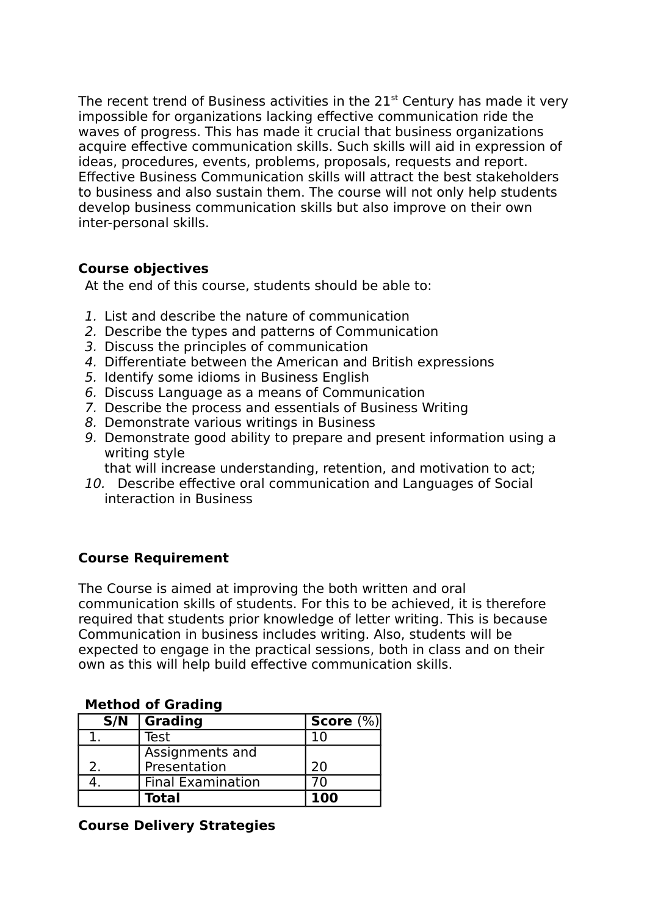The recent trend of Business activities in the 21st Century has made it very impossible for organizations lacking effective communication ride the waves of progress. This has made it crucial that business organizations acquire effective communication skills. Such skills will aid in expression of ideas, procedures, events, problems, proposals, requests and report. Effective Business Communication skills will attract the best stakeholders to business and also sustain them. The course will not only help students develop business communication skills but also improve on their own inter-personal skills.

**Course objectives**

At the end of this course, students should be able to:

1. List and describe the nature of communication
2. Describe the types and patterns of Communication
3. Discuss the principles of communication
4. Differentiate between the American and British expressions
5. Identify some idioms in Business English
6. Discuss Language as a means of Communication
7. Describe the process and essentials of Business Writing
8. Demonstrate various writings in Business
9. Demonstrate good ability to prepare and present information using a writing style
   that will increase understanding, retention, and motivation to act;
10. Describe effective oral communication and Languages of Social interaction in Business

**Course Requirement**

The Course is aimed at improving the both written and oral communication skills of students. For this to be achieved, it is therefore required that students prior knowledge of letter writing. This is because Communication in business includes writing. Also, students will be expected to engage in the practical sessions, both in class and on their own as this will help build effective communication skills.

**Method of Grading**

| S/N | Grading | Score (%) |
|---|---|---|
| 1. | Test | 10 |
| 2. | Assignments and Presentation | 20 |
| 4. | Final Examination | 70 |
| | **Total** | **100** |

**Course Delivery Strategies**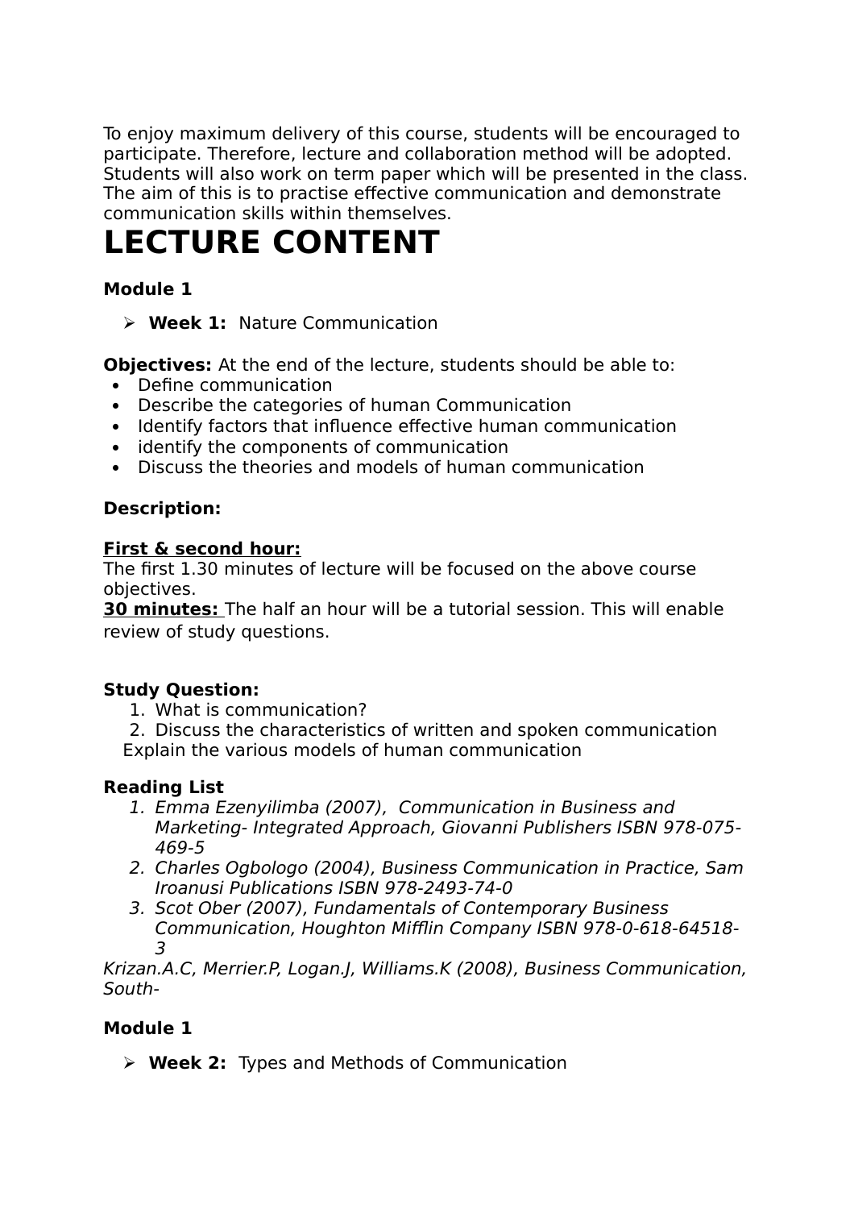To enjoy maximum delivery of this course, students will be encouraged to participate. Therefore, lecture and collaboration method will be adopted. Students will also work on term paper which will be presented in the class. The aim of this is to practise effective communication and demonstrate communication skills within themselves.

# LECTURE CONTENT

**Module 1**

- **Week 1:** Nature Communication

**Objectives:** At the end of the lecture, students should be able to:

- Define communication
- Describe the categories of human Communication
- Identify factors that influence effective human communication
- identify the components of communication
- Discuss the theories and models of human communication

**Description:**

**First & second hour:**
The first 1.30 minutes of lecture will be focused on the above course objectives.
**30 minutes:** The half an hour will be a tutorial session. This will enable review of study questions.

**Study Question:**

1. What is communication?
2. Discuss the characteristics of written and spoken communication

Explain the various models of human communication

**Reading List**

1. *Emma Ezenyilimba (2007), Communication in Business and Marketing- Integrated Approach, Giovanni Publishers ISBN 978-075-469-5*
2. *Charles Ogbologo (2004), Business Communication in Practice, Sam Iroanusi Publications ISBN 978-2493-74-0*
3. *Scot Ober (2007), Fundamentals of Contemporary Business Communication, Houghton Mifflin Company ISBN 978-0-618-64518-3*

*Krizan.A.C, Merrier.P, Logan.J, Williams.K (2008), Business Communication, South-*

**Module 1**

- **Week 2:** Types and Methods of Communication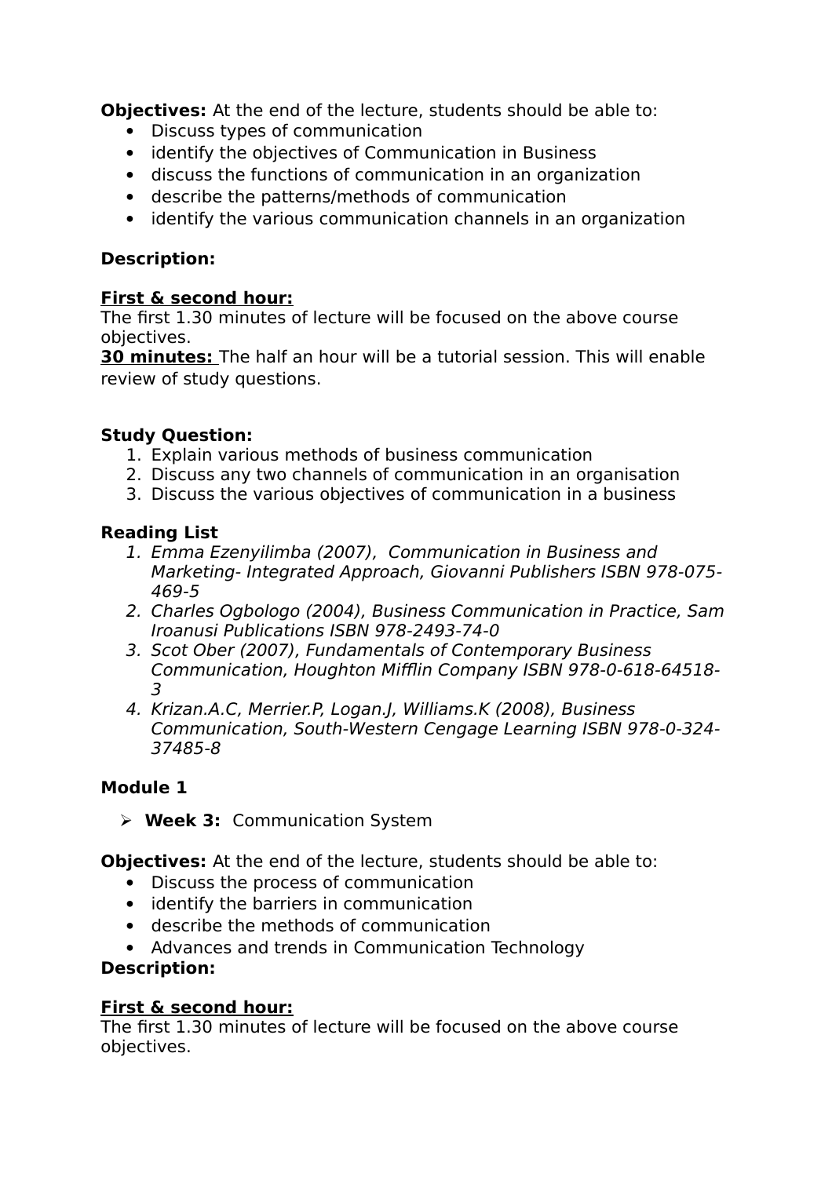**Objectives:** At the end of the lecture, students should be able to:

- Discuss types of communication
- identify the objectives of Communication in Business
- discuss the functions of communication in an organization
- describe the patterns/methods of communication
- identify the various communication channels in an organization

**Description:**

**First & second hour:**
The first 1.30 minutes of lecture will be focused on the above course objectives.
**30 minutes:** The half an hour will be a tutorial session. This will enable review of study questions.

**Study Question:**

1. Explain various methods of business communication
2. Discuss any two channels of communication in an organisation
3. Discuss the various objectives of communication in a business

**Reading List**

1. *Emma Ezenyilimba (2007), Communication in Business and Marketing- Integrated Approach, Giovanni Publishers ISBN 978-075-469-5*
2. *Charles Ogbologo (2004), Business Communication in Practice, Sam Iroanusi Publications ISBN 978-2493-74-0*
3. *Scot Ober (2007), Fundamentals of Contemporary Business Communication, Houghton Mifflin Company ISBN 978-0-618-64518-3*
4. *Krizan.A.C, Merrier.P, Logan.J, Williams.K (2008), Business Communication, South-Western Cengage Learning ISBN 978-0-324-37485-8*

**Module 1**

- **Week 3:** Communication System

**Objectives:** At the end of the lecture, students should be able to:

- Discuss the process of communication
- identify the barriers in communication
- describe the methods of communication
- Advances and trends in Communication Technology

**Description:**

**First & second hour:**
The first 1.30 minutes of lecture will be focused on the above course objectives.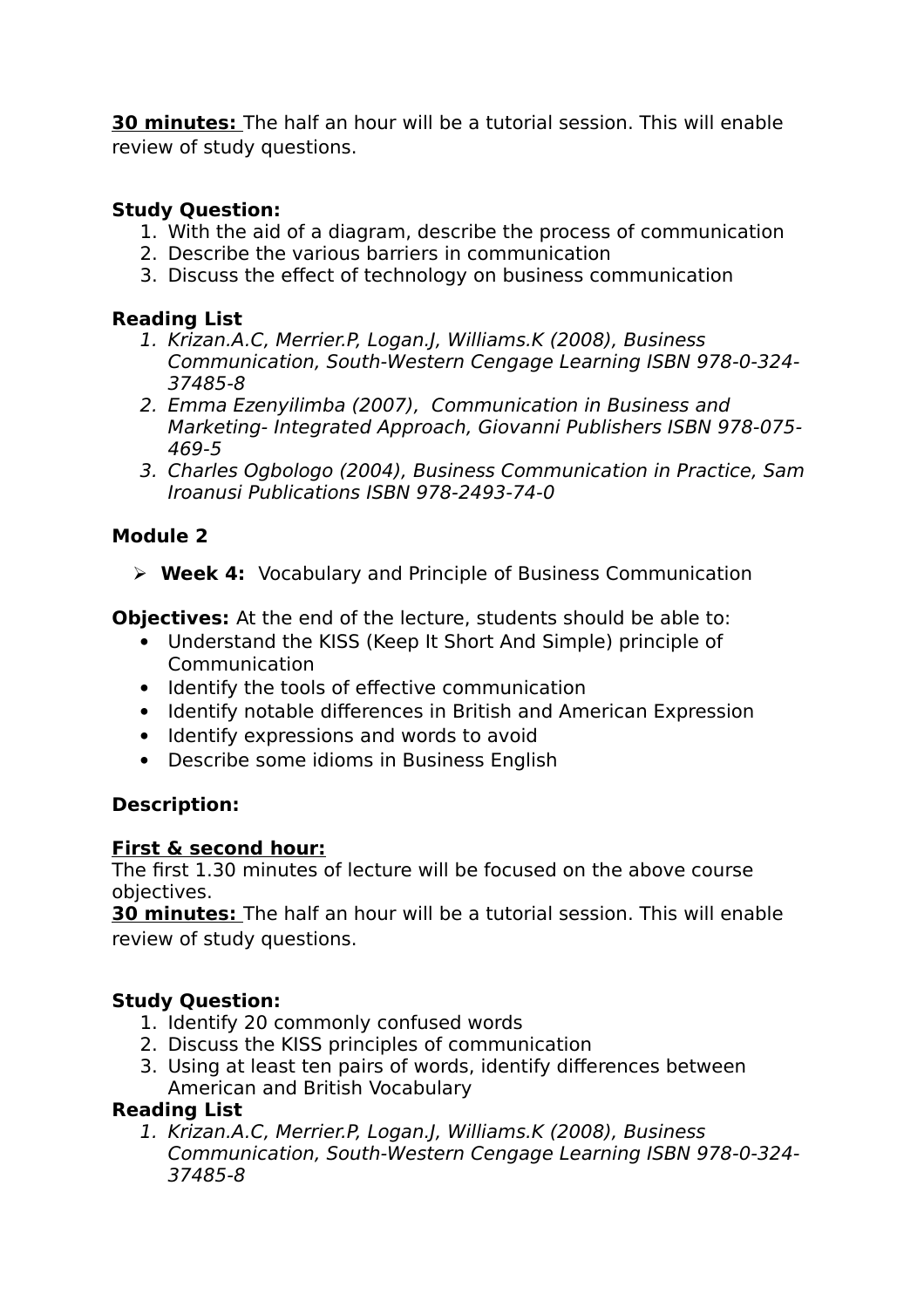**<u>30 minutes:</u>** The half an hour will be a tutorial session. This will enable review of study questions.

**Study Question:**

1. With the aid of a diagram, describe the process of communication
2. Describe the various barriers in communication
3. Discuss the effect of technology on business communication

**Reading List**

1. *Krizan.A.C, Merrier.P, Logan.J, Williams.K (2008), Business Communication, South-Western Cengage Learning ISBN 978-0-324-37485-8*
2. *Emma Ezenyilimba (2007), Communication in Business and Marketing- Integrated Approach, Giovanni Publishers ISBN 978-075-469-5*
3. *Charles Ogbologo (2004), Business Communication in Practice, Sam Iroanusi Publications ISBN 978-2493-74-0*

**Module 2**

- **Week 4:** Vocabulary and Principle of Business Communication

**Objectives:** At the end of the lecture, students should be able to:

- Understand the KISS (Keep It Short And Simple) principle of Communication
- Identify the tools of effective communication
- Identify notable differences in British and American Expression
- Identify expressions and words to avoid
- Describe some idioms in Business English

**Description:**

**<u>First & second hour:</u>**
The first 1.30 minutes of lecture will be focused on the above course objectives.
**<u>30 minutes:</u>** The half an hour will be a tutorial session. This will enable review of study questions.

**Study Question:**

1. Identify 20 commonly confused words
2. Discuss the KISS principles of communication
3. Using at least ten pairs of words, identify differences between American and British Vocabulary

**Reading List**

1. *Krizan.A.C, Merrier.P, Logan.J, Williams.K (2008), Business Communication, South-Western Cengage Learning ISBN 978-0-324-37485-8*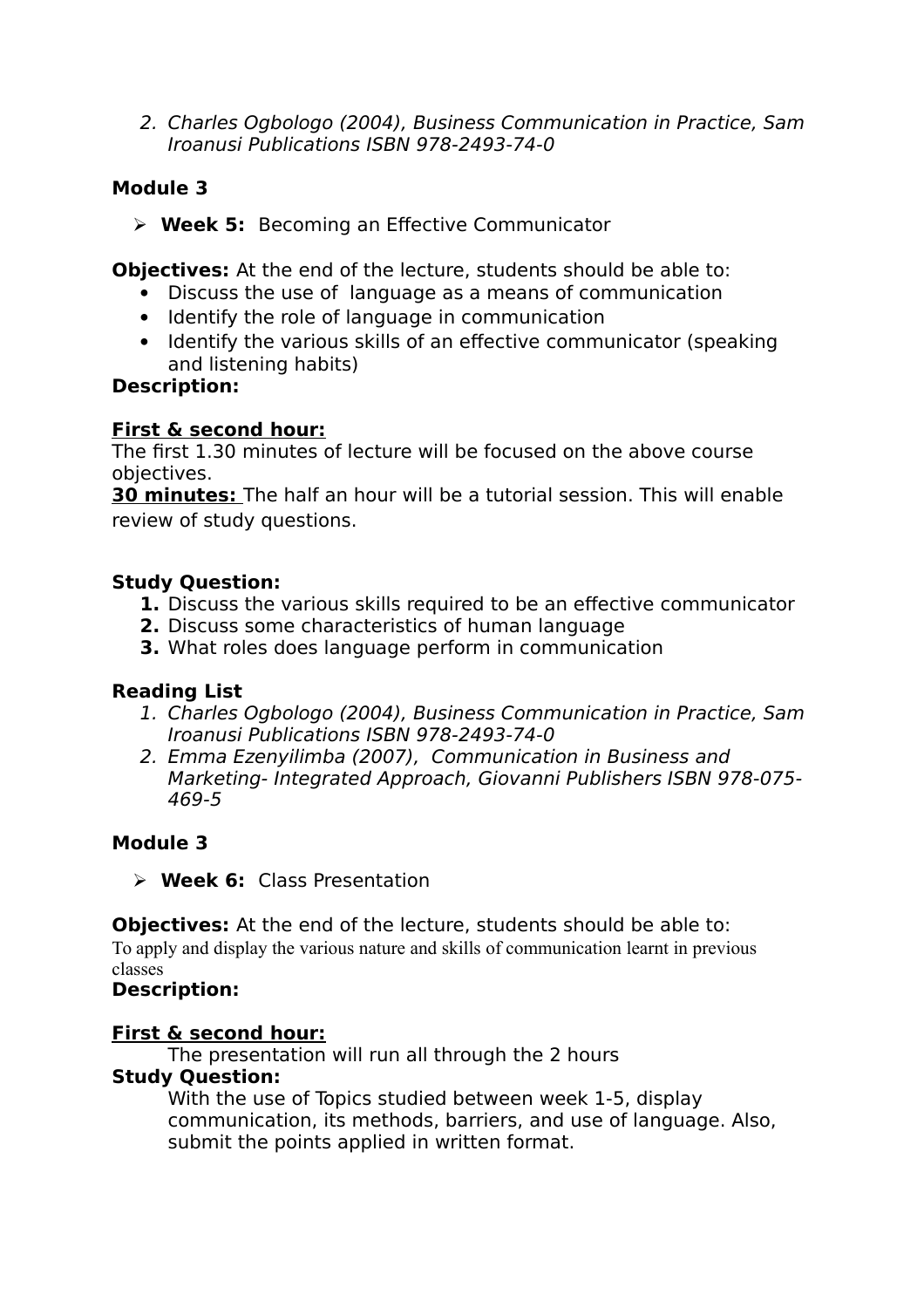2. *Charles Ogbologo (2004), Business Communication in Practice, Sam Iroanusi Publications ISBN 978-2493-74-0*

**Module 3**

- **Week 5:** Becoming an Effective Communicator

**Objectives:** At the end of the lecture, students should be able to:

- Discuss the use of language as a means of communication
- Identify the role of language in communication
- Identify the various skills of an effective communicator (speaking and listening habits)

**Description:**

**First & second hour:**
The first 1.30 minutes of lecture will be focused on the above course objectives.
**30 minutes:** The half an hour will be a tutorial session. This will enable review of study questions.

**Study Question:**

1. Discuss the various skills required to be an effective communicator
2. Discuss some characteristics of human language
3. What roles does language perform in communication

**Reading List**

1. *Charles Ogbologo (2004), Business Communication in Practice, Sam Iroanusi Publications ISBN 978-2493-74-0*
2. *Emma Ezenyilimba (2007), Communication in Business and Marketing- Integrated Approach, Giovanni Publishers ISBN 978-075-469-5*

**Module 3**

- **Week 6:** Class Presentation

**Objectives:** At the end of the lecture, students should be able to:
To apply and display the various nature and skills of communication learnt in previous classes

**Description:**

**First & second hour:**
The presentation will run all through the 2 hours

**Study Question:**
With the use of Topics studied between week 1-5, display communication, its methods, barriers, and use of language. Also, submit the points applied in written format.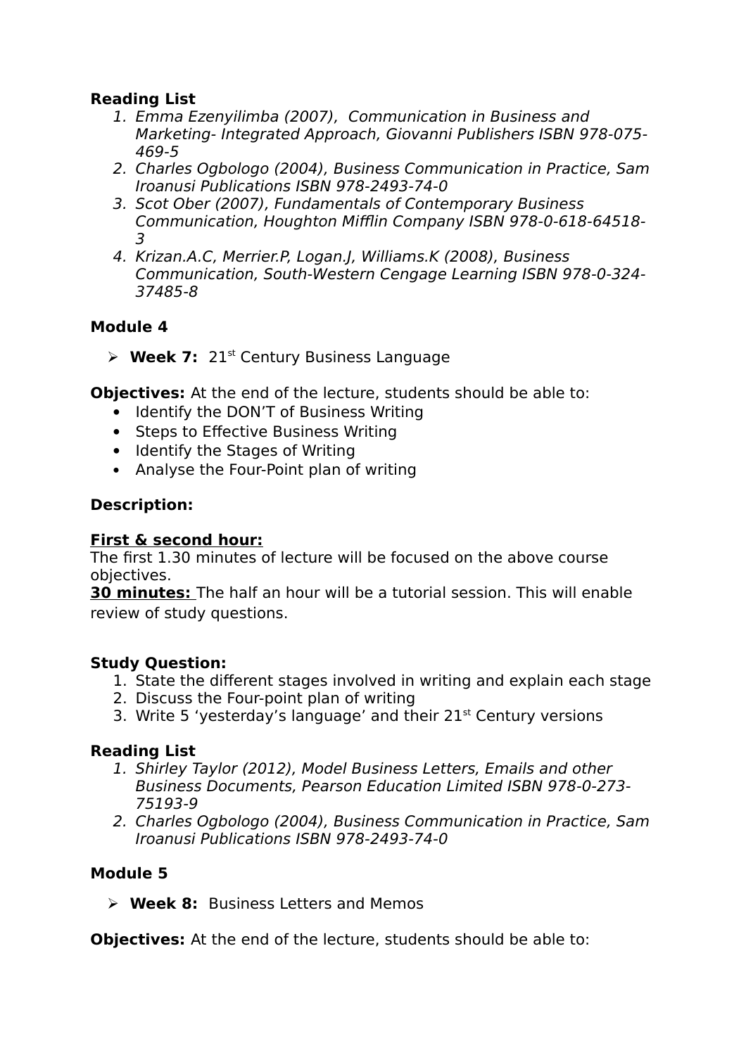**Reading List**

1. *Emma Ezenyilimba (2007), Communication in Business and Marketing- Integrated Approach, Giovanni Publishers ISBN 978-075-469-5*
2. *Charles Ogbologo (2004), Business Communication in Practice, Sam Iroanusi Publications ISBN 978-2493-74-0*
3. *Scot Ober (2007), Fundamentals of Contemporary Business Communication, Houghton Mifflin Company ISBN 978-0-618-64518-3*
4. *Krizan.A.C, Merrier.P, Logan.J, Williams.K (2008), Business Communication, South-Western Cengage Learning ISBN 978-0-324-37485-8*

**Module 4**

- **Week 7:** 21st Century Business Language

**Objectives:** At the end of the lecture, students should be able to:

- Identify the DON'T of Business Writing
- Steps to Effective Business Writing
- Identify the Stages of Writing
- Analyse the Four-Point plan of writing

**Description:**

**First & second hour:**
The first 1.30 minutes of lecture will be focused on the above course objectives.
**30 minutes:** The half an hour will be a tutorial session. This will enable review of study questions.

**Study Question:**

1. State the different stages involved in writing and explain each stage
2. Discuss the Four-point plan of writing
3. Write 5 'yesterday's language' and their 21st Century versions

**Reading List**

1. *Shirley Taylor (2012), Model Business Letters, Emails and other Business Documents, Pearson Education Limited ISBN 978-0-273-75193-9*
2. *Charles Ogbologo (2004), Business Communication in Practice, Sam Iroanusi Publications ISBN 978-2493-74-0*

**Module 5**

- **Week 8:** Business Letters and Memos

**Objectives:** At the end of the lecture, students should be able to: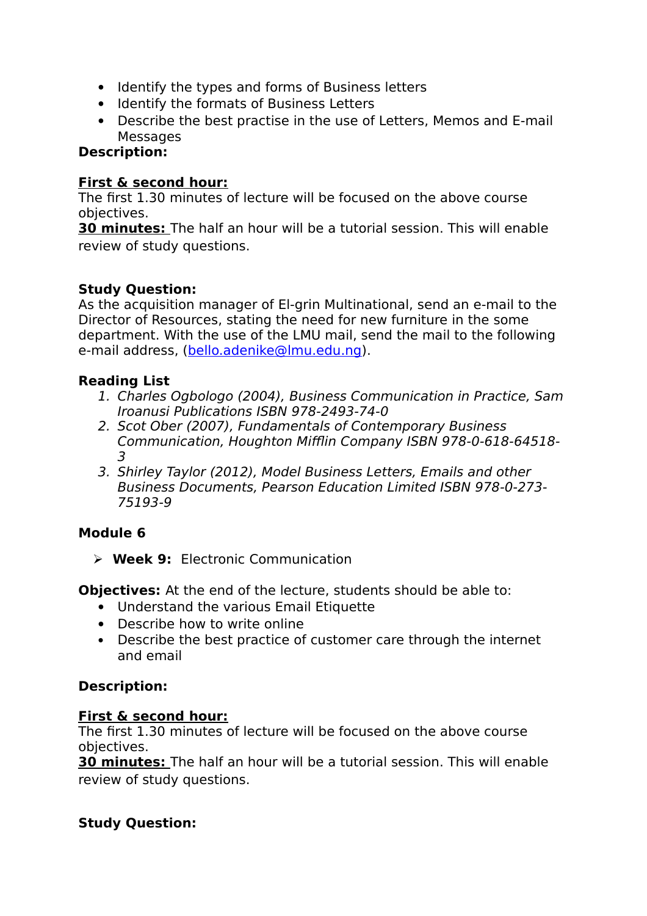- Identify the types and forms of Business letters
- Identify the formats of Business Letters
- Describe the best practise in the use of Letters, Memos and E-mail Messages

**Description:**

**First & second hour:**
The first 1.30 minutes of lecture will be focused on the above course objectives.
**30 minutes:** The half an hour will be a tutorial session. This will enable review of study questions.

**Study Question:**
As the acquisition manager of El-grin Multinational, send an e-mail to the Director of Resources, stating the need for new furniture in the some department. With the use of the LMU mail, send the mail to the following e-mail address, (bello.adenike@lmu.edu.ng).

**Reading List**

1. *Charles Ogbologo (2004), Business Communication in Practice, Sam Iroanusi Publications ISBN 978-2493-74-0*
2. *Scot Ober (2007), Fundamentals of Contemporary Business Communication, Houghton Mifflin Company ISBN 978-0-618-64518-3*
3. *Shirley Taylor (2012), Model Business Letters, Emails and other Business Documents, Pearson Education Limited ISBN 978-0-273-75193-9*

**Module 6**

- **Week 9:** Electronic Communication

**Objectives:** At the end of the lecture, students should be able to:

- Understand the various Email Etiquette
- Describe how to write online
- Describe the best practice of customer care through the internet and email

**Description:**

**First & second hour:**
The first 1.30 minutes of lecture will be focused on the above course objectives.
**30 minutes:** The half an hour will be a tutorial session. This will enable review of study questions.

**Study Question:**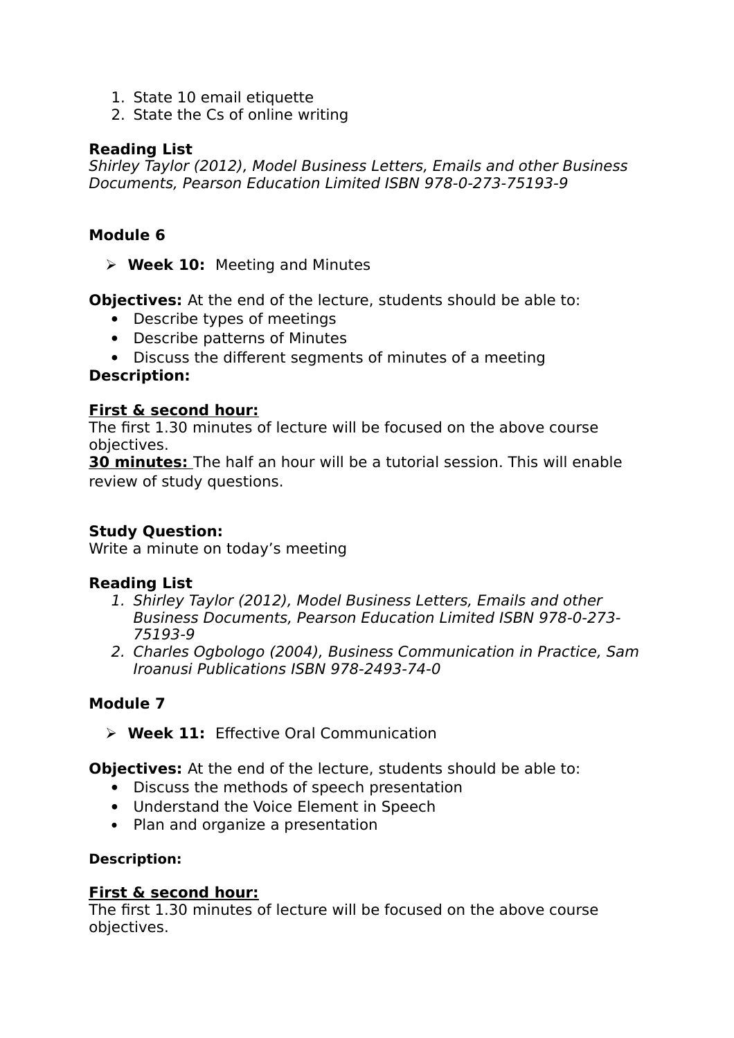1. State 10 email etiquette
2. State the Cs of online writing

**Reading List**
*Shirley Taylor (2012), Model Business Letters, Emails and other Business Documents, Pearson Education Limited ISBN 978-0-273-75193-9*

**Module 6**

- **Week 10:** Meeting and Minutes

**Objectives:** At the end of the lecture, students should be able to:
- Describe types of meetings
- Describe patterns of Minutes
- Discuss the different segments of minutes of a meeting

**Description:**

**First & second hour:**
The first 1.30 minutes of lecture will be focused on the above course objectives.
**30 minutes:** The half an hour will be a tutorial session. This will enable review of study questions.

**Study Question:**
Write a minute on today's meeting

**Reading List**
1. *Shirley Taylor (2012), Model Business Letters, Emails and other Business Documents, Pearson Education Limited ISBN 978-0-273-75193-9*
2. *Charles Ogbologo (2004), Business Communication in Practice, Sam Iroanusi Publications ISBN 978-2493-74-0*

**Module 7**

- **Week 11:** Effective Oral Communication

**Objectives:** At the end of the lecture, students should be able to:
- Discuss the methods of speech presentation
- Understand the Voice Element in Speech
- Plan and organize a presentation

**Description:**

**First & second hour:**
The first 1.30 minutes of lecture will be focused on the above course objectives.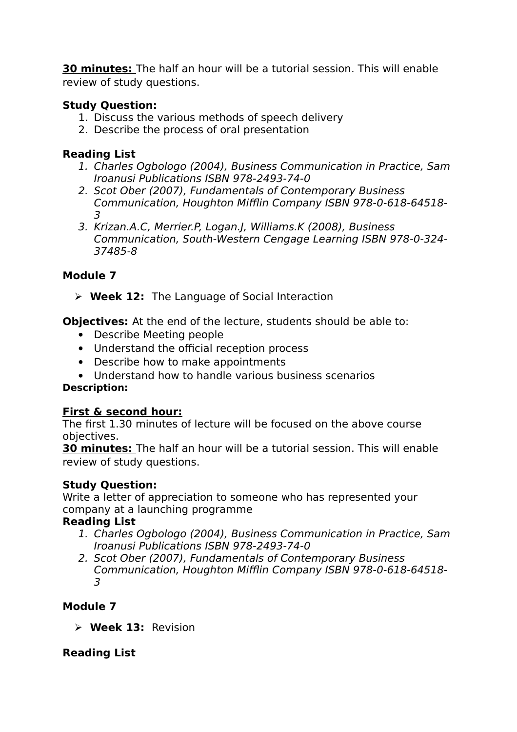**30 minutes:** The half an hour will be a tutorial session. This will enable review of study questions.

**Study Question:**
1. Discuss the various methods of speech delivery
2. Describe the process of oral presentation

**Reading List**
1. *Charles Ogbologo (2004), Business Communication in Practice, Sam Iroanusi Publications ISBN 978-2493-74-0*
2. *Scot Ober (2007), Fundamentals of Contemporary Business Communication, Houghton Mifflin Company ISBN 978-0-618-64518-3*
3. *Krizan.A.C, Merrier.P, Logan.J, Williams.K (2008), Business Communication, South-Western Cengage Learning ISBN 978-0-324-37485-8*

**Module 7**

- **Week 12:** The Language of Social Interaction

**Objectives:** At the end of the lecture, students should be able to:
- Describe Meeting people
- Understand the official reception process
- Describe how to make appointments
- Understand how to handle various business scenarios

**Description:**

**First & second hour:**
The first 1.30 minutes of lecture will be focused on the above course objectives.
**30 minutes:** The half an hour will be a tutorial session. This will enable review of study questions.

**Study Question:**
Write a letter of appreciation to someone who has represented your company at a launching programme

**Reading List**
1. *Charles Ogbologo (2004), Business Communication in Practice, Sam Iroanusi Publications ISBN 978-2493-74-0*
2. *Scot Ober (2007), Fundamentals of Contemporary Business Communication, Houghton Mifflin Company ISBN 978-0-618-64518-3*

**Module 7**

- **Week 13:** Revision

**Reading List**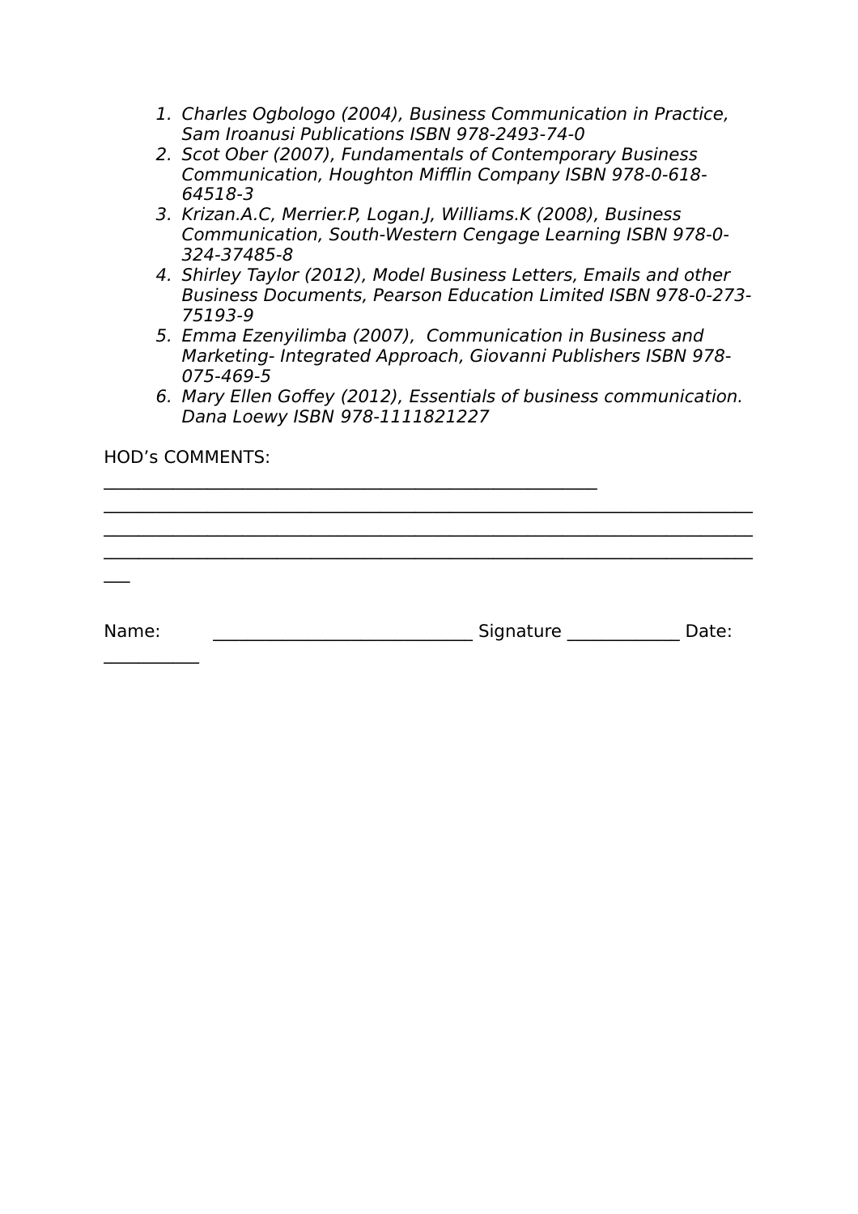1. *Charles Ogbologo (2004), Business Communication in Practice, Sam Iroanusi Publications ISBN 978-2493-74-0*
2. *Scot Ober (2007), Fundamentals of Contemporary Business Communication, Houghton Mifflin Company ISBN 978-0-618-64518-3*
3. *Krizan.A.C, Merrier.P, Logan.J, Williams.K (2008), Business Communication, South-Western Cengage Learning ISBN 978-0-324-37485-8*
4. *Shirley Taylor (2012), Model Business Letters, Emails and other Business Documents, Pearson Education Limited ISBN 978-0-273-75193-9*
5. *Emma Ezenyilimba (2007), Communication in Business and Marketing- Integrated Approach, Giovanni Publishers ISBN 978-075-469-5*
6. *Mary Ellen Goffey (2012), Essentials of business communication. Dana Loewy ISBN 978-1111821227*

HOD's COMMENTS: ___________________________________________________________
_____________________________________________________________________________
_____________________________________________________________________________
_____________________________________________________________________________
___

Name: _____________________________ Signature ____________ Date: ___________